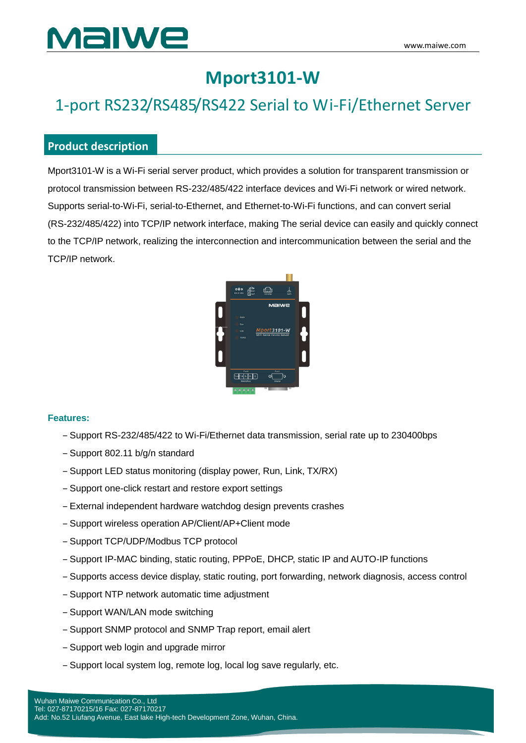# Mport3101-W

## 1-port RS232/RS485/RS422 Serial to Wi-Fi/Ethernet Server

### Product description

Mport3101-W is a Wi-Fi serial server product, which provides a solution for transparent transmission or protocol transmission between RS-232/485/422 interface devices and Wi-Fi network or wired network. Supports serial-to-Wi-Fi, serial-to-Ethernet, and Ethernet-to-Wi-Fi functions, and can convert serial (RS-232/485/422) into TCP/IP network interface, making The serial device can easily and quickly connect to the TCP/IP network, realizing the interconnection and intercommunication between the serial and the TCP/IP network.

**Features:**

- Support RS-232/485/422 to Wi-Fi/Ethernet data transmission, serial rate up to 230400bps
- Support 802.11 b/g/n standard
- Support LED status monitoring (display power, Run, Link, TX/RX)
- Support one-click restart and restore export settings
- External independent hardware watchdog design prevents crashes
- Support wireless operation AP/Client/AP+Client mode
- Support TCP/UDP/Modbus TCP protocol
- Support IP-MAC binding, static routing, PPPoE, DHCP, static IP and AUTO-IP functions
- Supports access device display, static routing, port forwarding, network diagnosis, access control
- Support NTP network automatic time adjustment
- Support WAN/LAN mode switching
- Support SNMP protocol and SNMP Trap report, email alert
- Support web login and upgrade mirror
- Support local system log, remote log, local log save regularly, etc.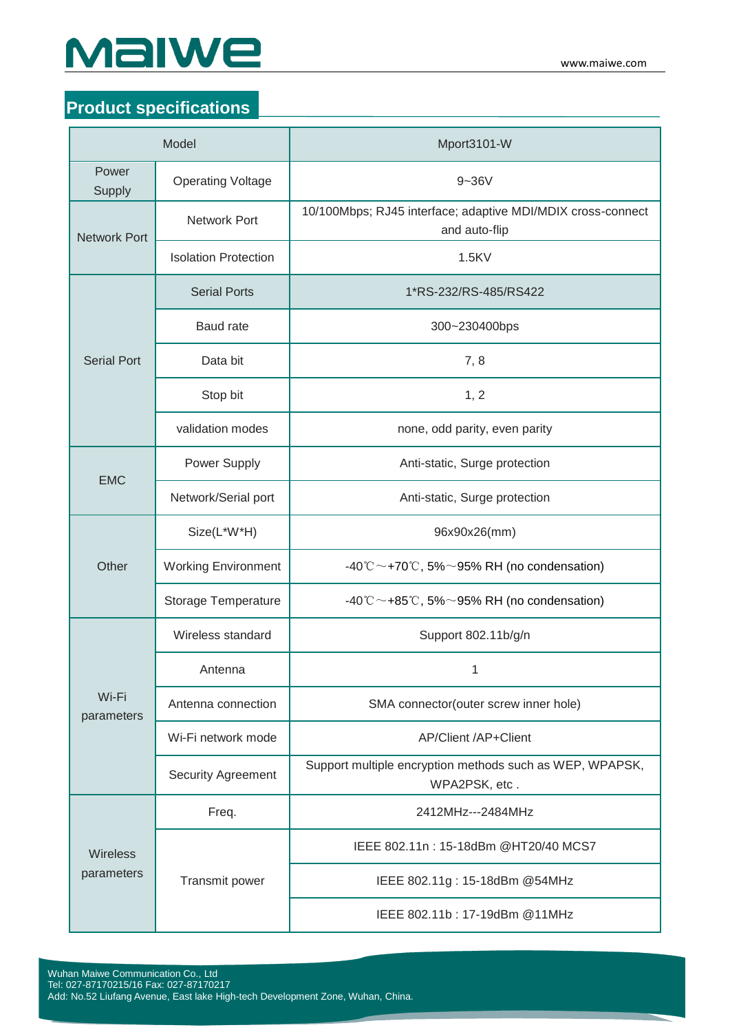## Product specifications

| Model | | Mport3101-W |
|---|---|---|
| Power Supply | Operating Voltage | 9~36V |
| Network Port | Network Port | 10/100Mbps; RJ45 interface; adaptive MDI/MDIX cross-connect and auto-flip |
| | Isolation Protection | 1.5KV |
| Serial Port | Serial Ports | 1*RS-232/RS-485/RS422 |
| | Baud rate | 300~230400bps |
| | Data bit | 7, 8 |
| | Stop bit | 1, 2 |
| | validation modes | none, odd parity, even parity |
| EMC | Power Supply | Anti-static, Surge protection |
| | Network/Serial port | Anti-static, Surge protection |
| Other | Size(L*W*H) | 96x90x26(mm) |
| | Working Environment | -40℃～+70℃, 5%～95% RH (no condensation) |
| | Storage Temperature | -40℃～+85℃, 5%～95% RH (no condensation) |
| Wi-Fi parameters | Wireless standard | Support 802.11b/g/n |
| | Antenna | 1 |
| | Antenna connection | SMA connector(outer screw inner hole) |
| | Wi-Fi network mode | AP/Client /AP+Client |
| | Security Agreement | Support multiple encryption methods such as WEP, WPAPSK, WPA2PSK, etc . |
| Wireless parameters | Freq. | 2412MHz---2484MHz |
| | Transmit power | IEEE 802.11n : 15-18dBm @HT20/40 MCS7 |
| | | IEEE 802.11g : 15-18dBm @54MHz |
| | | IEEE 802.11b : 17-19dBm @11MHz |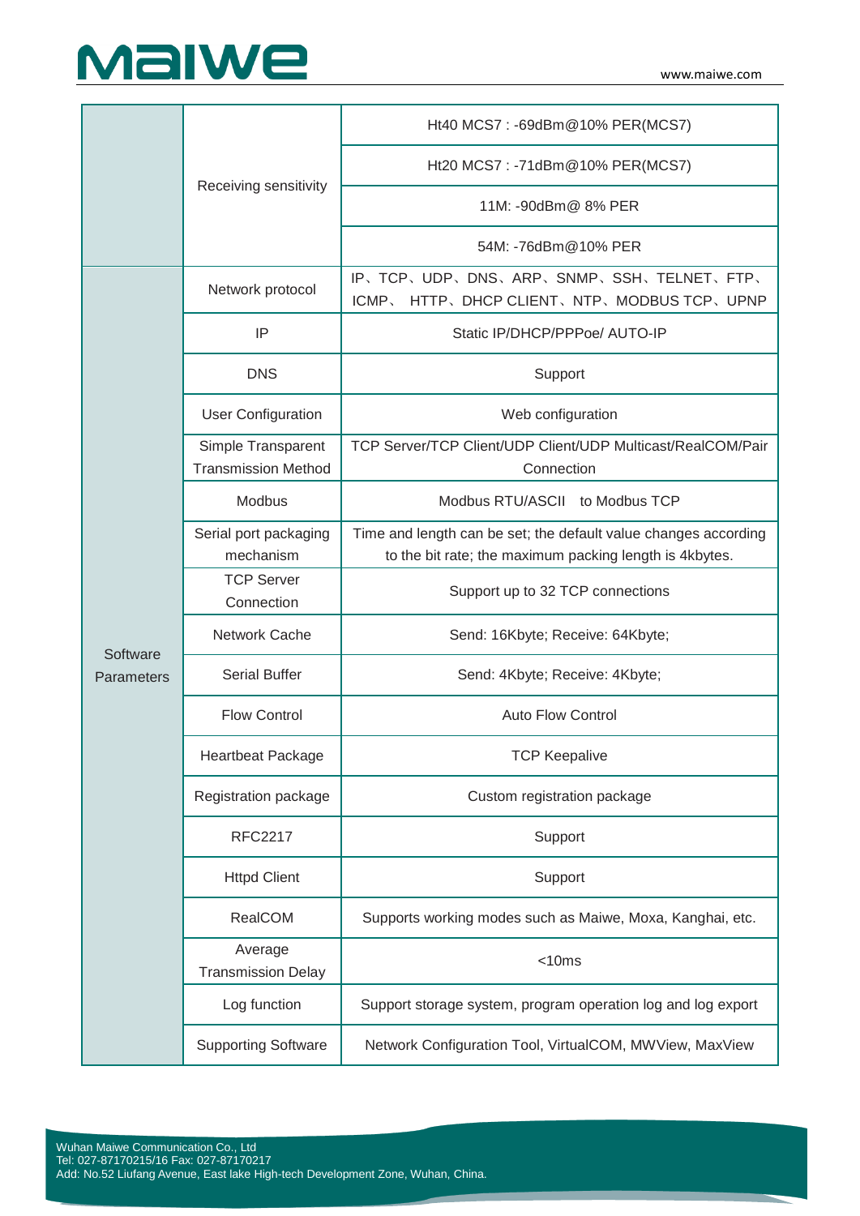| | | |
|---|---|---|
| | Receiving sensitivity | Ht40 MCS7 : -69dBm@10% PER(MCS7) |
| | | Ht20 MCS7 : -71dBm@10% PER(MCS7) |
| | | 11M: -90dBm@ 8% PER |
| | | 54M: -76dBm@10% PER |
| Software Parameters | Network protocol | IP、TCP、UDP、DNS、ARP、SNMP、SSH、TELNET、FTP、ICMP、 HTTP、DHCP CLIENT、NTP、MODBUS TCP、UPNP |
| | IP | Static IP/DHCP/PPPoe/ AUTO-IP |
| | DNS | Support |
| | User Configuration | Web configuration |
| | Simple Transparent Transmission Method | TCP Server/TCP Client/UDP Client/UDP Multicast/RealCOM/Pair Connection |
| | Modbus | Modbus RTU/ASCII to Modbus TCP |
| | Serial port packaging mechanism | Time and length can be set; the default value changes according to the bit rate; the maximum packing length is 4kbytes. |
| | TCP Server Connection | Support up to 32 TCP connections |
| | Network Cache | Send: 16Kbyte; Receive: 64Kbyte; |
| | Serial Buffer | Send: 4Kbyte; Receive: 4Kbyte; |
| | Flow Control | Auto Flow Control |
| | Heartbeat Package | TCP Keepalive |
| | Registration package | Custom registration package |
| | RFC2217 | Support |
| | Httpd Client | Support |
| | RealCOM | Supports working modes such as Maiwe, Moxa, Kanghai, etc. |
| | Average Transmission Delay | <10ms |
| | Log function | Support storage system, program operation log and log export |
| | Supporting Software | Network Configuration Tool, VirtualCOM, MWView, MaxView |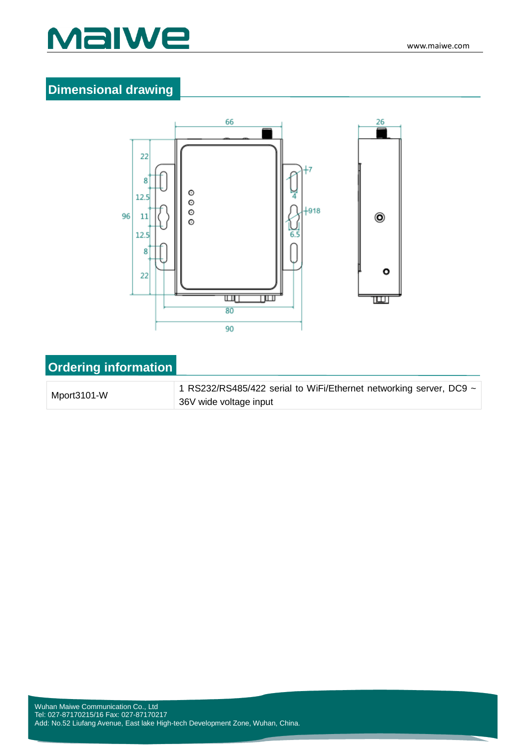## Dimensional drawing

66
26
22
8
12.5
96
11
12.5
8
22
7
4
918
6.5
80
90

## Ordering information

| | |
|---|---|
| Mport3101-W | 1 RS232/RS485/422 serial to WiFi/Ethernet networking server, DC9 ~ 36V wide voltage input |

Wuhan Maiwe Communication Co., Ltd
Tel: 027-87170215/16 Fax: 027-87170217
Add: No.52 Liufang Avenue, East lake High-tech Development Zone, Wuhan, China.